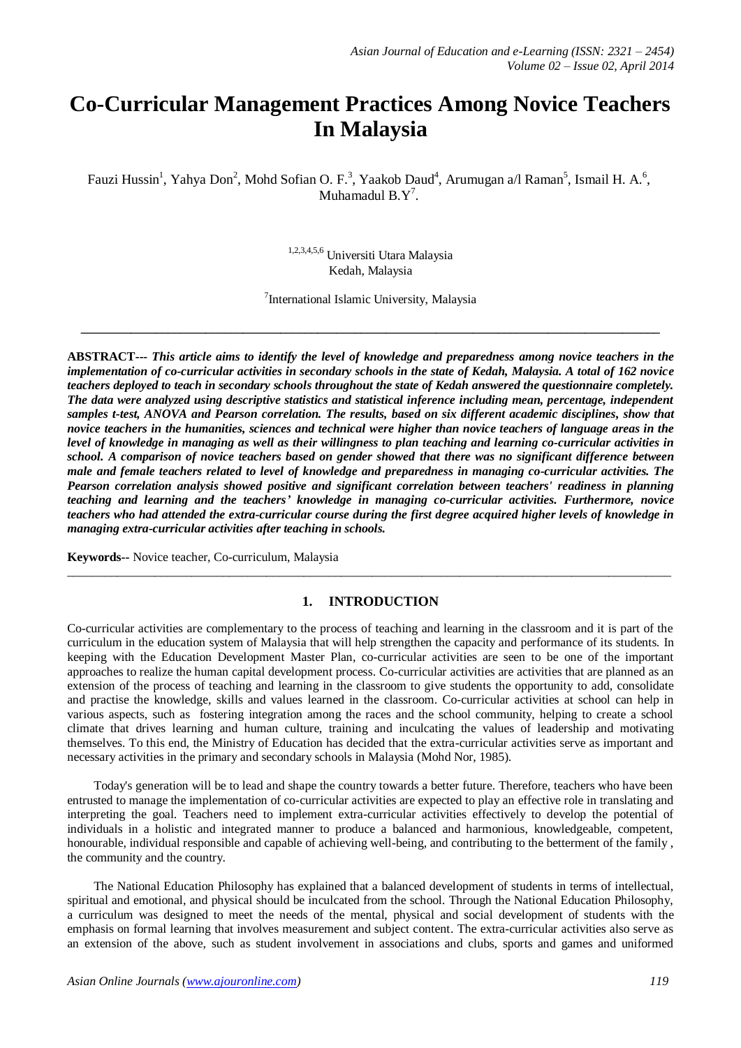# Co-Curricular Management Practices Among Novice Teachers In Malaysia

Fauzi Hussin[1], Yahya Don[2], Mohd Sofian O. F.[3], Yaakob Daud[4], Arumugan a/l Raman[5], Ismail H. A.[6], Muhamadul B.Y[7].

[1,2,3,4,5,6] Universiti Utara Malaysia
Kedah, Malaysia

[7]International Islamic University, Malaysia

---

**ABSTRACT---** ***This article aims to identify the level of knowledge and preparedness among novice teachers in the implementation of co-curricular activities in secondary schools in the state of Kedah, Malaysia. A total of 162 novice teachers deployed to teach in secondary schools throughout the state of Kedah answered the questionnaire completely. The data were analyzed using descriptive statistics and statistical inference including mean, percentage, independent samples t-test, ANOVA and Pearson correlation. The results, based on six different academic disciplines, show that novice teachers in the humanities, sciences and technical were higher than novice teachers of language areas in the level of knowledge in managing as well as their willingness to plan teaching and learning co-curricular activities in school. A comparison of novice teachers based on gender showed that there was no significant difference between male and female teachers related to level of knowledge and preparedness in managing co-curricular activities. The Pearson correlation analysis showed positive and significant correlation between teachers' readiness in planning teaching and learning and the teachers' knowledge in managing co-curricular activities. Furthermore, novice teachers who had attended the extra-curricular course during the first degree acquired higher levels of knowledge in managing extra-curricular activities after teaching in schools.***

**Keywords--** Novice teacher, Co-curriculum, Malaysia

---

## 1. INTRODUCTION

Co-curricular activities are complementary to the process of teaching and learning in the classroom and it is part of the curriculum in the education system of Malaysia that will help strengthen the capacity and performance of its students. In keeping with the Education Development Master Plan, co-curricular activities are seen to be one of the important approaches to realize the human capital development process. Co-curricular activities are activities that are planned as an extension of the process of teaching and learning in the classroom to give students the opportunity to add, consolidate and practise the knowledge, skills and values learned in the classroom. Co-curricular activities at school can help in various aspects, such as fostering integration among the races and the school community, helping to create a school climate that drives learning and human culture, training and inculcating the values of leadership and motivating themselves. To this end, the Ministry of Education has decided that the extra-curricular activities serve as important and necessary activities in the primary and secondary schools in Malaysia (Mohd Nor, 1985).

Today's generation will be to lead and shape the country towards a better future. Therefore, teachers who have been entrusted to manage the implementation of co-curricular activities are expected to play an effective role in translating and interpreting the goal. Teachers need to implement extra-curricular activities effectively to develop the potential of individuals in a holistic and integrated manner to produce a balanced and harmonious, knowledgeable, competent, honourable, individual responsible and capable of achieving well-being, and contributing to the betterment of the family , the community and the country.

The National Education Philosophy has explained that a balanced development of students in terms of intellectual, spiritual and emotional, and physical should be inculcated from the school. Through the National Education Philosophy, a curriculum was designed to meet the needs of the mental, physical and social development of students with the emphasis on formal learning that involves measurement and subject content. The extra-curricular activities also serve as an extension of the above, such as student involvement in associations and clubs, sports and games and uniformed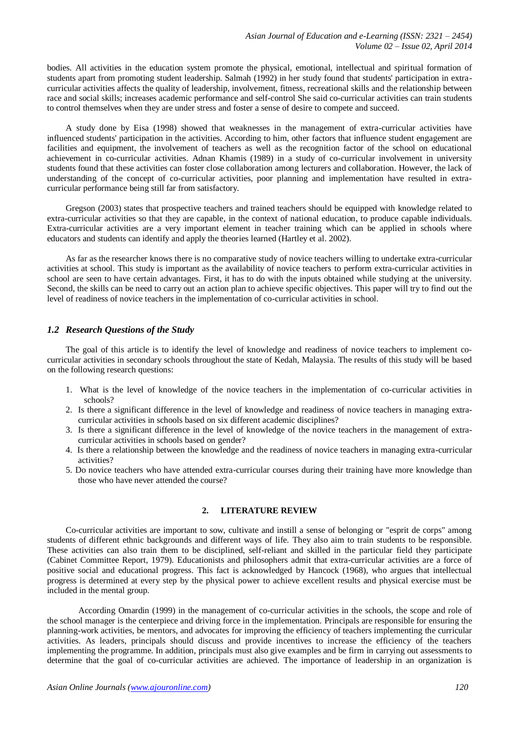bodies. All activities in the education system promote the physical, emotional, intellectual and spiritual formation of students apart from promoting student leadership. Salmah (1992) in her study found that students' participation in extra-curricular activities affects the quality of leadership, involvement, fitness, recreational skills and the relationship between race and social skills; increases academic performance and self-control She said co-curricular activities can train students to control themselves when they are under stress and foster a sense of desire to compete and succeed.

A study done by Eisa (1998) showed that weaknesses in the management of extra-curricular activities have influenced students' participation in the activities. According to him, other factors that influence student engagement are facilities and equipment, the involvement of teachers as well as the recognition factor of the school on educational achievement in co-curricular activities. Adnan Khamis (1989) in a study of co-curricular involvement in university students found that these activities can foster close collaboration among lecturers and collaboration. However, the lack of understanding of the concept of co-curricular activities, poor planning and implementation have resulted in extra-curricular performance being still far from satisfactory.

Gregson (2003) states that prospective teachers and trained teachers should be equipped with knowledge related to extra-curricular activities so that they are capable, in the context of national education, to produce capable individuals. Extra-curricular activities are a very important element in teacher training which can be applied in schools where educators and students can identify and apply the theories learned (Hartley et al. 2002).

As far as the researcher knows there is no comparative study of novice teachers willing to undertake extra-curricular activities at school. This study is important as the availability of novice teachers to perform extra-curricular activities in school are seen to have certain advantages. First, it has to do with the inputs obtained while studying at the university. Second, the skills can be need to carry out an action plan to achieve specific objectives. This paper will try to find out the level of readiness of novice teachers in the implementation of co-curricular activities in school.

### *1.2 Research Questions of the Study*

The goal of this article is to identify the level of knowledge and readiness of novice teachers to implement co-curricular activities in secondary schools throughout the state of Kedah, Malaysia. The results of this study will be based on the following research questions:

1. What is the level of knowledge of the novice teachers in the implementation of co-curricular activities in schools?
2. Is there a significant difference in the level of knowledge and readiness of novice teachers in managing extra-curricular activities in schools based on six different academic disciplines?
3. Is there a significant difference in the level of knowledge of the novice teachers in the management of extra-curricular activities in schools based on gender?
4. Is there a relationship between the knowledge and the readiness of novice teachers in managing extra-curricular activities?
5. Do novice teachers who have attended extra-curricular courses during their training have more knowledge than those who have never attended the course?

## 2. LITERATURE REVIEW

Co-curricular activities are important to sow, cultivate and instill a sense of belonging or "esprit de corps" among students of different ethnic backgrounds and different ways of life. They also aim to train students to be responsible. These activities can also train them to be disciplined, self-reliant and skilled in the particular field they participate (Cabinet Committee Report, 1979). Educationists and philosophers admit that extra-curricular activities are a force of positive social and educational progress. This fact is acknowledged by Hancock (1968), who argues that intellectual progress is determined at every step by the physical power to achieve excellent results and physical exercise must be included in the mental group.

According Omardin (1999) in the management of co-curricular activities in the schools, the scope and role of the school manager is the centerpiece and driving force in the implementation. Principals are responsible for ensuring the planning-work activities, be mentors, and advocates for improving the efficiency of teachers implementing the curricular activities. As leaders, principals should discuss and provide incentives to increase the efficiency of the teachers implementing the programme. In addition, principals must also give examples and be firm in carrying out assessments to determine that the goal of co-curricular activities are achieved. The importance of leadership in an organization is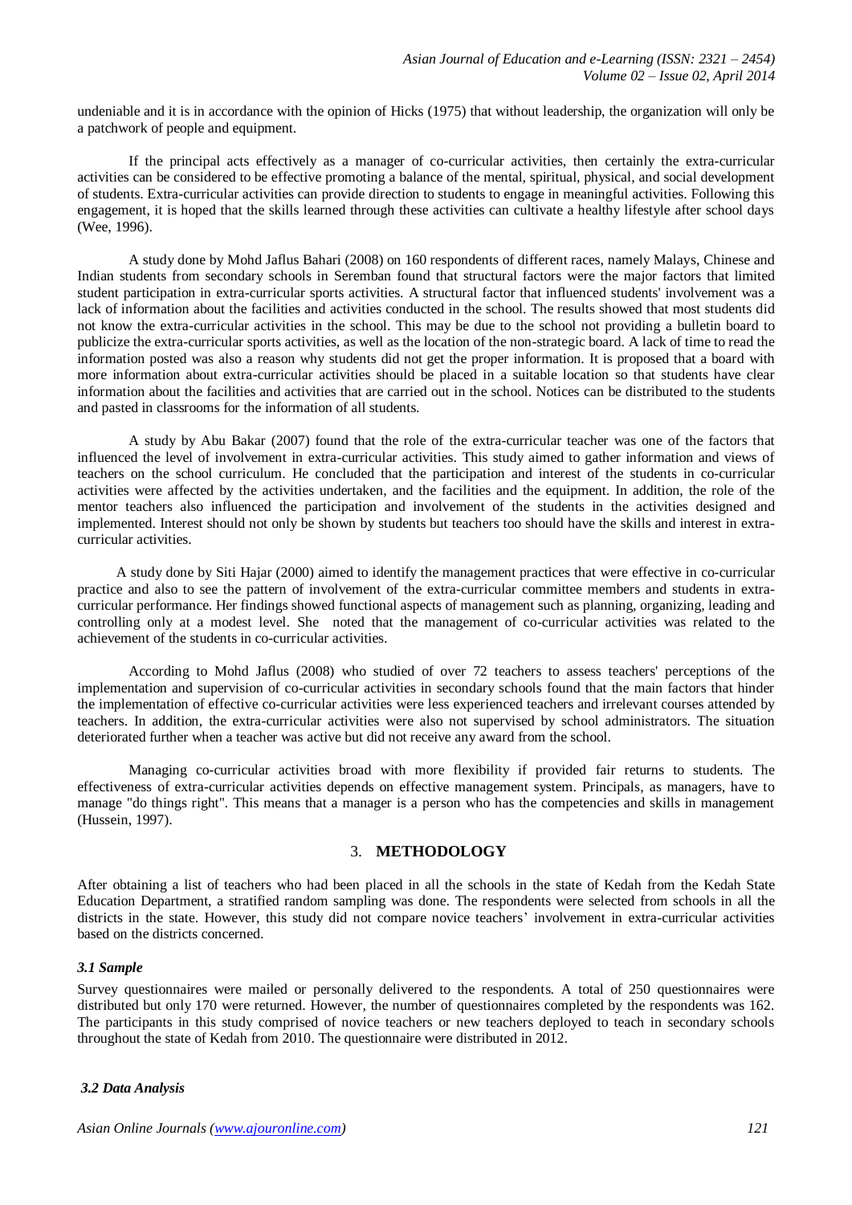undeniable and it is in accordance with the opinion of Hicks (1975) that without leadership, the organization will only be a patchwork of people and equipment.

If the principal acts effectively as a manager of co-curricular activities, then certainly the extra-curricular activities can be considered to be effective promoting a balance of the mental, spiritual, physical, and social development of students. Extra-curricular activities can provide direction to students to engage in meaningful activities. Following this engagement, it is hoped that the skills learned through these activities can cultivate a healthy lifestyle after school days (Wee, 1996).

A study done by Mohd Jaflus Bahari (2008) on 160 respondents of different races, namely Malays, Chinese and Indian students from secondary schools in Seremban found that structural factors were the major factors that limited student participation in extra-curricular sports activities. A structural factor that influenced students' involvement was a lack of information about the facilities and activities conducted in the school. The results showed that most students did not know the extra-curricular activities in the school. This may be due to the school not providing a bulletin board to publicize the extra-curricular sports activities, as well as the location of the non-strategic board. A lack of time to read the information posted was also a reason why students did not get the proper information. It is proposed that a board with more information about extra-curricular activities should be placed in a suitable location so that students have clear information about the facilities and activities that are carried out in the school. Notices can be distributed to the students and pasted in classrooms for the information of all students.

A study by Abu Bakar (2007) found that the role of the extra-curricular teacher was one of the factors that influenced the level of involvement in extra-curricular activities. This study aimed to gather information and views of teachers on the school curriculum. He concluded that the participation and interest of the students in co-curricular activities were affected by the activities undertaken, and the facilities and the equipment. In addition, the role of the mentor teachers also influenced the participation and involvement of the students in the activities designed and implemented. Interest should not only be shown by students but teachers too should have the skills and interest in extra-curricular activities.

A study done by Siti Hajar (2000) aimed to identify the management practices that were effective in co-curricular practice and also to see the pattern of involvement of the extra-curricular committee members and students in extra-curricular performance. Her findings showed functional aspects of management such as planning, organizing, leading and controlling only at a modest level. She noted that the management of co-curricular activities was related to the achievement of the students in co-curricular activities.

According to Mohd Jaflus (2008) who studied of over 72 teachers to assess teachers' perceptions of the implementation and supervision of co-curricular activities in secondary schools found that the main factors that hinder the implementation of effective co-curricular activities were less experienced teachers and irrelevant courses attended by teachers. In addition, the extra-curricular activities were also not supervised by school administrators. The situation deteriorated further when a teacher was active but did not receive any award from the school.

Managing co-curricular activities broad with more flexibility if provided fair returns to students. The effectiveness of extra-curricular activities depends on effective management system. Principals, as managers, have to manage "do things right". This means that a manager is a person who has the competencies and skills in management (Hussein, 1997).

## 3. **METHODOLOGY**

After obtaining a list of teachers who had been placed in all the schools in the state of Kedah from the Kedah State Education Department, a stratified random sampling was done. The respondents were selected from schools in all the districts in the state. However, this study did not compare novice teachers' involvement in extra-curricular activities based on the districts concerned.

### *3.1 Sample*

Survey questionnaires were mailed or personally delivered to the respondents. A total of 250 questionnaires were distributed but only 170 were returned. However, the number of questionnaires completed by the respondents was 162. The participants in this study comprised of novice teachers or new teachers deployed to teach in secondary schools throughout the state of Kedah from 2010. The questionnaire were distributed in 2012.

### *3.2 Data Analysis*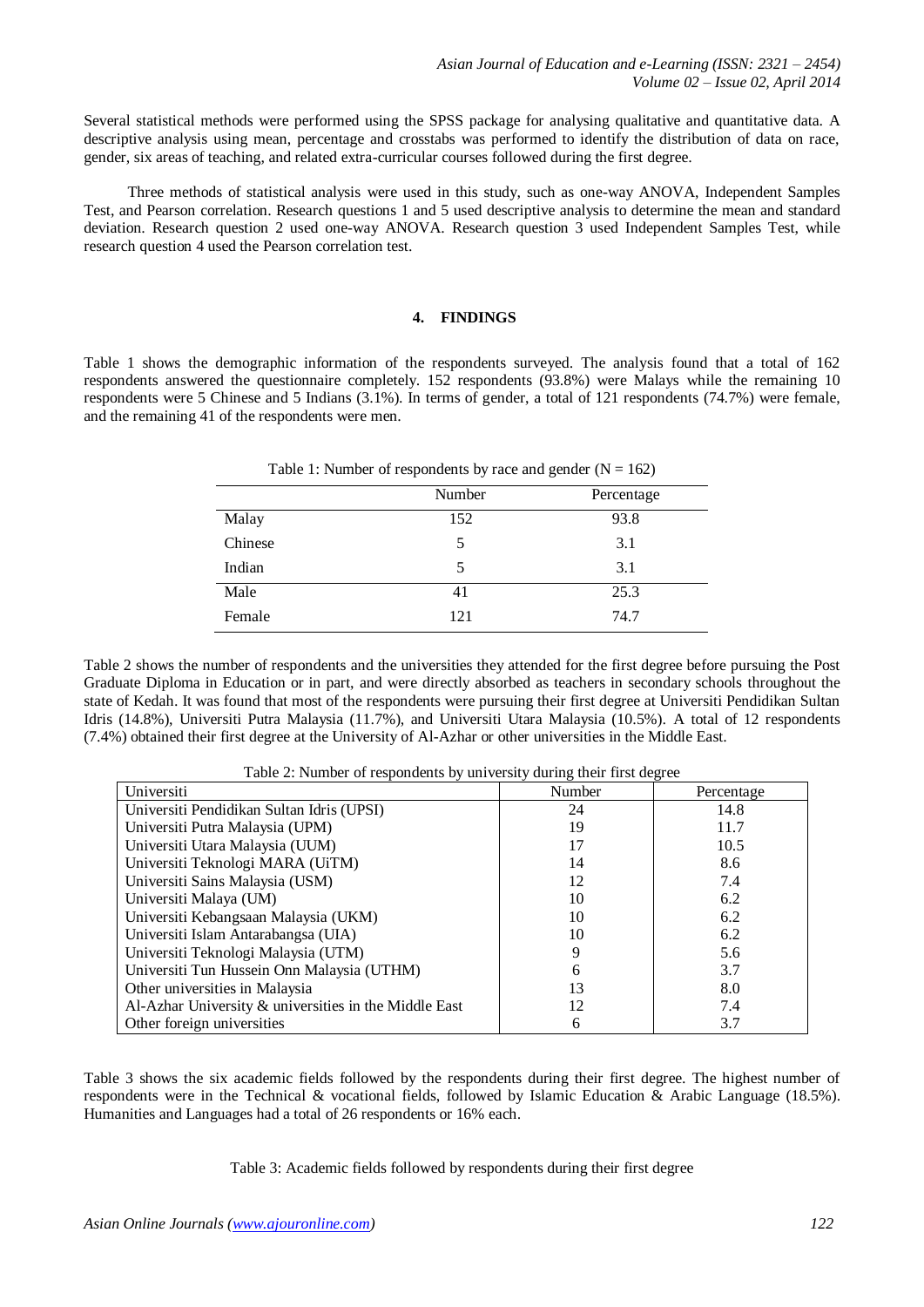Several statistical methods were performed using the SPSS package for analysing qualitative and quantitative data. A descriptive analysis using mean, percentage and crosstabs was performed to identify the distribution of data on race, gender, six areas of teaching, and related extra-curricular courses followed during the first degree.

Three methods of statistical analysis were used in this study, such as one-way ANOVA, Independent Samples Test, and Pearson correlation. Research questions 1 and 5 used descriptive analysis to determine the mean and standard deviation. Research question 2 used one-way ANOVA. Research question 3 used Independent Samples Test, while research question 4 used the Pearson correlation test.

## 4. FINDINGS

Table 1 shows the demographic information of the respondents surveyed. The analysis found that a total of 162 respondents answered the questionnaire completely. 152 respondents (93.8%) were Malays while the remaining 10 respondents were 5 Chinese and 5 Indians (3.1%). In terms of gender, a total of 121 respondents (74.7%) were female, and the remaining 41 of the respondents were men.

Table 1: Number of respondents by race and gender (N = 162)

| | Number | Percentage |
|---|---|---|
| Malay | 152 | 93.8 |
| Chinese | 5 | 3.1 |
| Indian | 5 | 3.1 |
| Male | 41 | 25.3 |
| Female | 121 | 74.7 |

Table 2 shows the number of respondents and the universities they attended for the first degree before pursuing the Post Graduate Diploma in Education or in part, and were directly absorbed as teachers in secondary schools throughout the state of Kedah. It was found that most of the respondents were pursuing their first degree at Universiti Pendidikan Sultan Idris (14.8%), Universiti Putra Malaysia (11.7%), and Universiti Utara Malaysia (10.5%). A total of 12 respondents (7.4%) obtained their first degree at the University of Al-Azhar or other universities in the Middle East.

Table 2: Number of respondents by university during their first degree

| Universiti | Number | Percentage |
|---|---|---|
| Universiti Pendidikan Sultan Idris (UPSI) | 24 | 14.8 |
| Universiti Putra Malaysia (UPM) | 19 | 11.7 |
| Universiti Utara Malaysia (UUM) | 17 | 10.5 |
| Universiti Teknologi MARA (UiTM) | 14 | 8.6 |
| Universiti Sains Malaysia (USM) | 12 | 7.4 |
| Universiti Malaya (UM) | 10 | 6.2 |
| Universiti Kebangsaan Malaysia (UKM) | 10 | 6.2 |
| Universiti Islam Antarabangsa (UIA) | 10 | 6.2 |
| Universiti Teknologi Malaysia (UTM) | 9 | 5.6 |
| Universiti Tun Hussein Onn Malaysia (UTHM) | 6 | 3.7 |
| Other universities in Malaysia | 13 | 8.0 |
| Al-Azhar University & universities in the Middle East | 12 | 7.4 |
| Other foreign universities | 6 | 3.7 |

Table 3 shows the six academic fields followed by the respondents during their first degree. The highest number of respondents were in the Technical & vocational fields, followed by Islamic Education & Arabic Language (18.5%). Humanities and Languages had a total of 26 respondents or 16% each.

Table 3: Academic fields followed by respondents during their first degree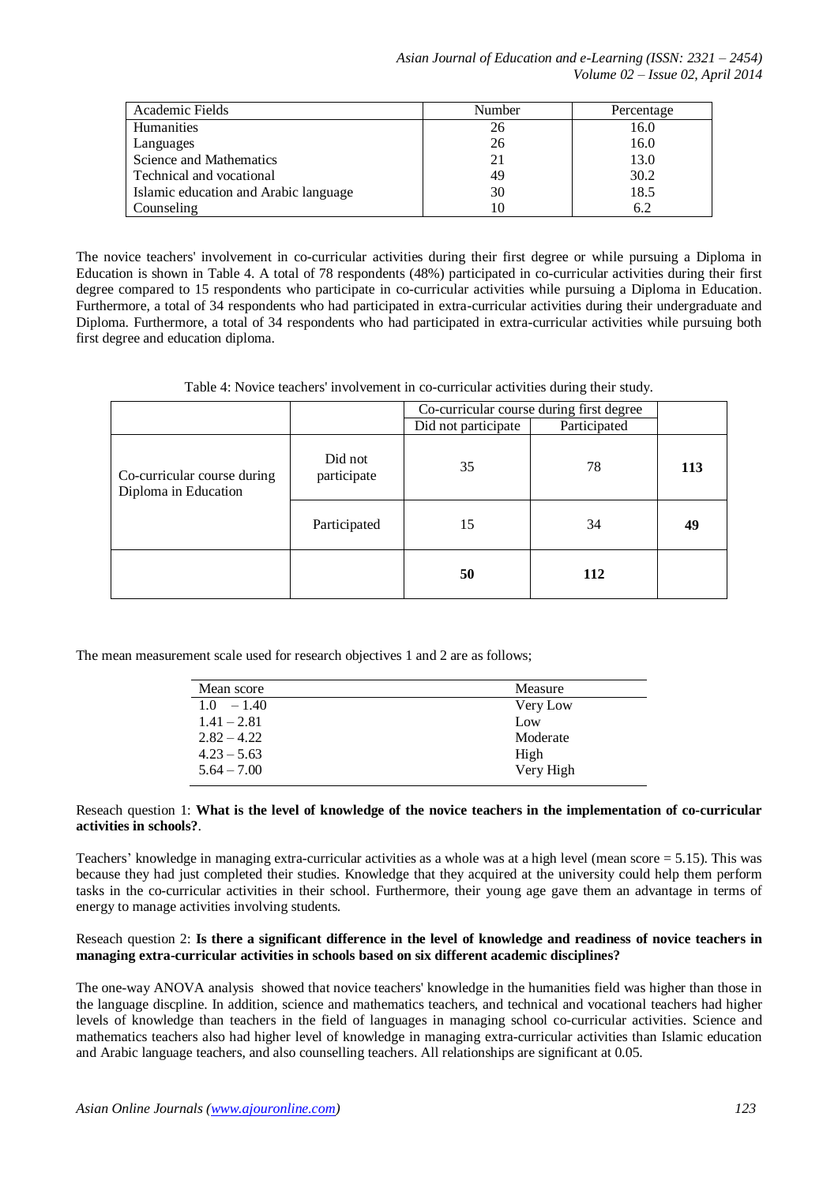| Academic Fields | Number | Percentage |
| --- | --- | --- |
| Humanities | 26 | 16.0 |
| Languages | 26 | 16.0 |
| Science and Mathematics | 21 | 13.0 |
| Technical and vocational | 49 | 30.2 |
| Islamic education and Arabic language | 30 | 18.5 |
| Counseling | 10 | 6.2 |

The novice teachers' involvement in co-curricular activities during their first degree or while pursuing a Diploma in Education is shown in Table 4. A total of 78 respondents (48%) participated in co-curricular activities during their first degree compared to 15 respondents who participate in co-curricular activities while pursuing a Diploma in Education. Furthermore, a total of 34 respondents who had participated in extra-curricular activities during their undergraduate and Diploma. Furthermore, a total of 34 respondents who had participated in extra-curricular activities while pursuing both first degree and education diploma.

Table 4: Novice teachers' involvement in co-curricular activities during their study.

| | | Co-curricular course during first degree | | |
| --- | --- | --- | --- | --- |
| | | Did not participate | Participated | |
| Co-curricular course during Diploma in Education | Did not participate | 35 | 78 | **113** |
| | Participated | 15 | 34 | **49** |
| | | **50** | **112** | |

The mean measurement scale used for research objectives 1 and 2 are as follows;

| Mean score | Measure |
| --- | --- |
| 1.0 – 1.40 | Very Low |
| 1.41 – 2.81 | Low |
| 2.82 – 4.22 | Moderate |
| 4.23 – 5.63 | High |
| 5.64 – 7.00 | Very High |

Reseach question 1: **What is the level of knowledge of the novice teachers in the implementation of co-curricular activities in schools?**.

Teachers' knowledge in managing extra-curricular activities as a whole was at a high level (mean score = 5.15). This was because they had just completed their studies. Knowledge that they acquired at the university could help them perform tasks in the co-curricular activities in their school. Furthermore, their young age gave them an advantage in terms of energy to manage activities involving students.

Reseach question 2: **Is there a significant difference in the level of knowledge and readiness of novice teachers in managing extra-curricular activities in schools based on six different academic disciplines?**

The one-way ANOVA analysis showed that novice teachers' knowledge in the humanities field was higher than those in the language discpline. In addition, science and mathematics teachers, and technical and vocational teachers had higher levels of knowledge than teachers in the field of languages in managing school co-curricular activities. Science and mathematics teachers also had higher level of knowledge in managing extra-curricular activities than Islamic education and Arabic language teachers, and also counselling teachers. All relationships are significant at 0.05.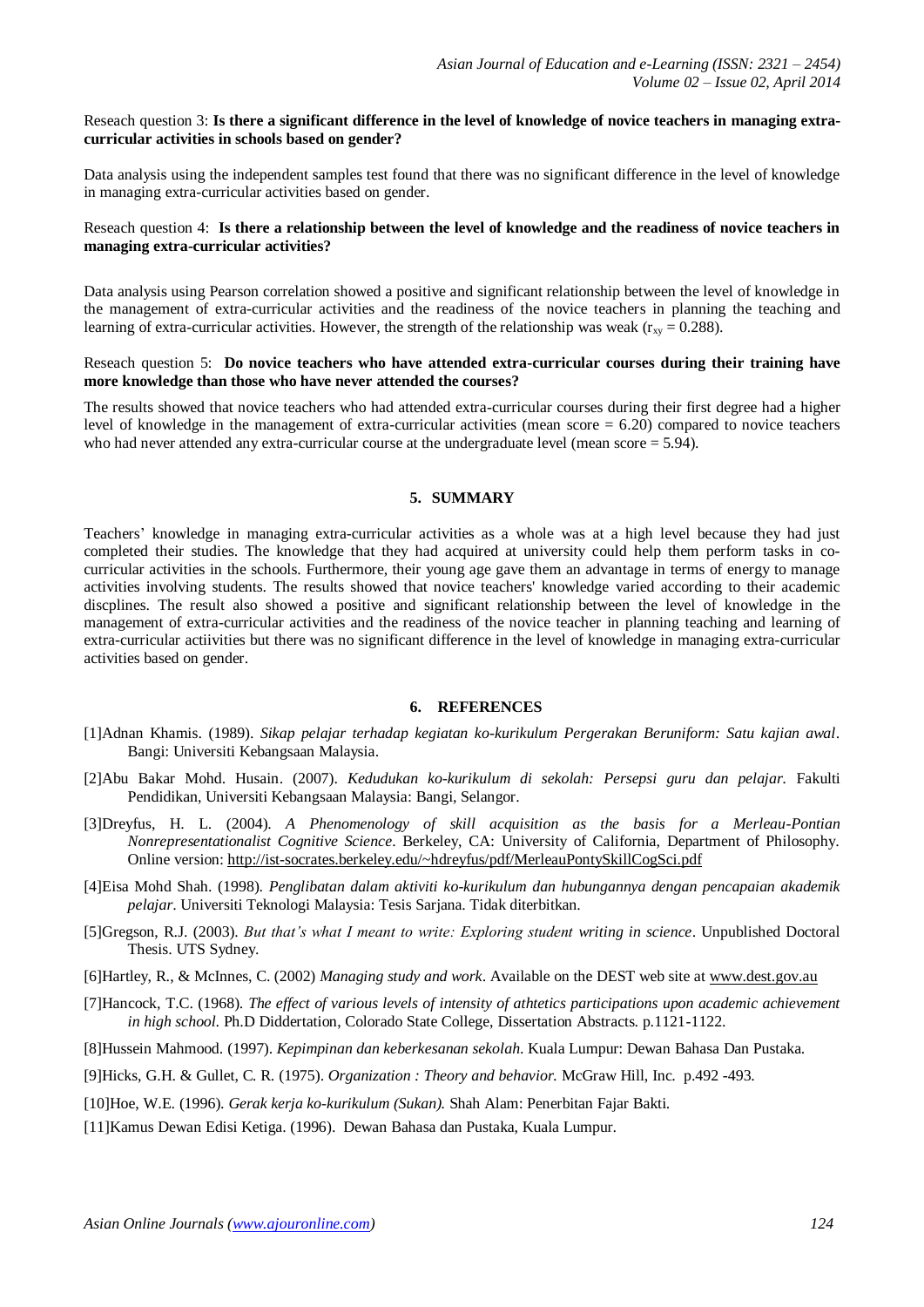Reseach question 3: **Is there a significant difference in the level of knowledge of novice teachers in managing extra-curricular activities in schools based on gender?**

Data analysis using the independent samples test found that there was no significant difference in the level of knowledge in managing extra-curricular activities based on gender.

Reseach question 4: **Is there a relationship between the level of knowledge and the readiness of novice teachers in managing extra-curricular activities?**

Data analysis using Pearson correlation showed a positive and significant relationship between the level of knowledge in the management of extra-curricular activities and the readiness of the novice teachers in planning the teaching and learning of extra-curricular activities. However, the strength of the relationship was weak ($r_{xy} = 0.288$).

Reseach question 5: **Do novice teachers who have attended extra-curricular courses during their training have more knowledge than those who have never attended the courses?**

The results showed that novice teachers who had attended extra-curricular courses during their first degree had a higher level of knowledge in the management of extra-curricular activities (mean score = 6.20) compared to novice teachers who had never attended any extra-curricular course at the undergraduate level (mean score = 5.94).

## 5. SUMMARY

Teachers' knowledge in managing extra-curricular activities as a whole was at a high level because they had just completed their studies. The knowledge that they had acquired at university could help them perform tasks in co-curricular activities in the schools. Furthermore, their young age gave them an advantage in terms of energy to manage activities involving students. The results showed that novice teachers' knowledge varied according to their academic discplines. The result also showed a positive and significant relationship between the level of knowledge in the management of extra-curricular activities and the readiness of the novice teacher in planning teaching and learning of extra-curricular actiivities but there was no significant difference in the level of knowledge in managing extra-curricular activities based on gender.

## 6. REFERENCES

[1]Adnan Khamis. (1989). *Sikap pelajar terhadap kegiatan ko-kurikulum Pergerakan Beruniform: Satu kajian awal*. Bangi: Universiti Kebangsaan Malaysia.

[2]Abu Bakar Mohd. Husain. (2007). *Kedudukan ko-kurikulum di sekolah: Persepsi guru dan pelajar.* Fakulti Pendidikan, Universiti Kebangsaan Malaysia: Bangi, Selangor.

[3]Dreyfus, H. L. (2004). *A Phenomenology of skill acquisition as the basis for a Merleau-Pontian Nonrepresentationalist Cognitive Science*. Berkeley, CA: University of California, Department of Philosophy. Online version: http://ist-socrates.berkeley.edu/~hdreyfus/pdf/MerleauPontySkillCogSci.pdf

[4]Eisa Mohd Shah. (1998). *Penglibatan dalam aktiviti ko-kurikulum dan hubungannya dengan pencapaian akademik pelajar*. Universiti Teknologi Malaysia: Tesis Sarjana. Tidak diterbitkan.

[5]Gregson, R.J. (2003). *But that's what I meant to write: Exploring student writing in science*. Unpublished Doctoral Thesis. UTS Sydney.

[6]Hartley, R., & McInnes, C. (2002) *Managing study and work*. Available on the DEST web site at www.dest.gov.au

[7]Hancock, T.C. (1968). *The effect of various levels of intensity of athtetics participations upon academic achievement in high school.* Ph.D Diddertation, Colorado State College, Dissertation Abstracts. p.1121-1122.

[8]Hussein Mahmood. (1997). *Kepimpinan dan keberkesanan sekolah*. Kuala Lumpur: Dewan Bahasa Dan Pustaka.

[9]Hicks, G.H. & Gullet, C. R. (1975). *Organization : Theory and behavior.* McGraw Hill, Inc. p.492 -493.

[10]Hoe, W.E. (1996). *Gerak kerja ko-kurikulum (Sukan).* Shah Alam: Penerbitan Fajar Bakti.

[11]Kamus Dewan Edisi Ketiga. (1996). Dewan Bahasa dan Pustaka, Kuala Lumpur.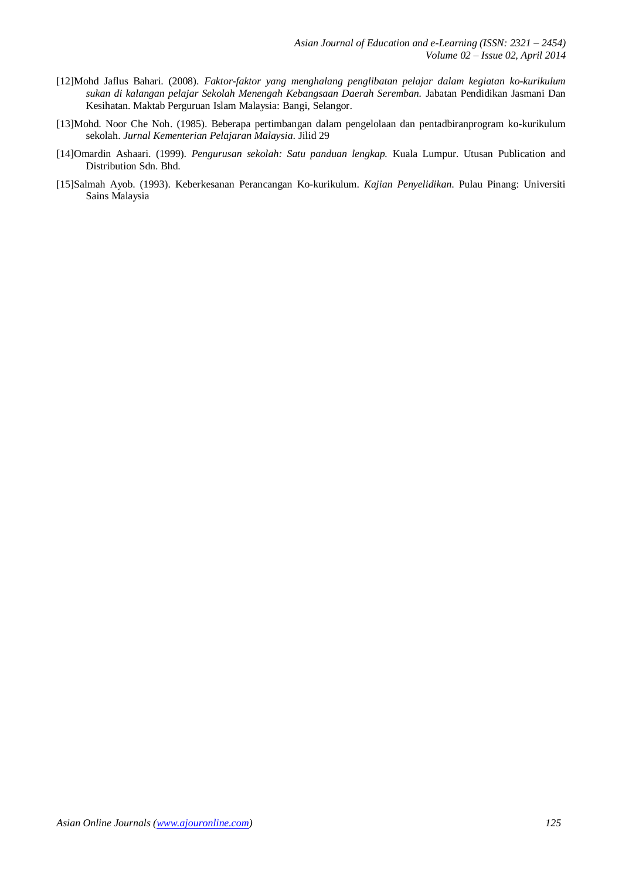[12]Mohd Jaflus Bahari. (2008). *Faktor-faktor yang menghalang penglibatan pelajar dalam kegiatan ko-kurikulum sukan di kalangan pelajar Sekolah Menengah Kebangsaan Daerah Seremban.* Jabatan Pendidikan Jasmani Dan Kesihatan. Maktab Perguruan Islam Malaysia: Bangi, Selangor.

[13]Mohd. Noor Che Noh. (1985). Beberapa pertimbangan dalam pengelolaan dan pentadbiranprogram ko-kurikulum sekolah. *Jurnal Kementerian Pelajaran Malaysia.* Jilid 29

[14]Omardin Ashaari. (1999). *Pengurusan sekolah: Satu panduan lengkap.* Kuala Lumpur. Utusan Publication and Distribution Sdn. Bhd.

[15]Salmah Ayob. (1993). Keberkesanan Perancangan Ko-kurikulum. *Kajian Penyelidikan.* Pulau Pinang: Universiti Sains Malaysia